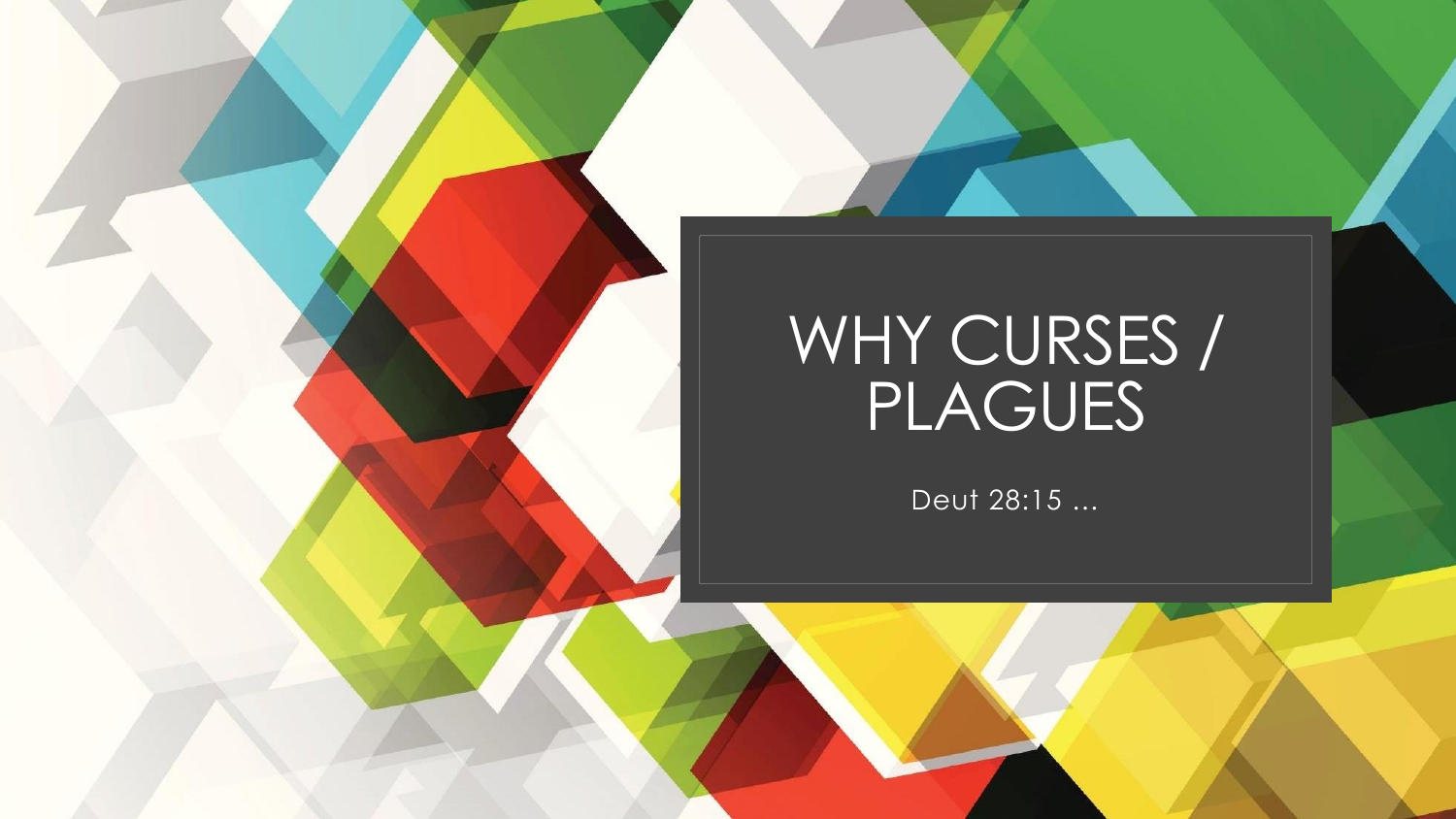# WHY CURSES / PLAGUES

Deut 28:15 ...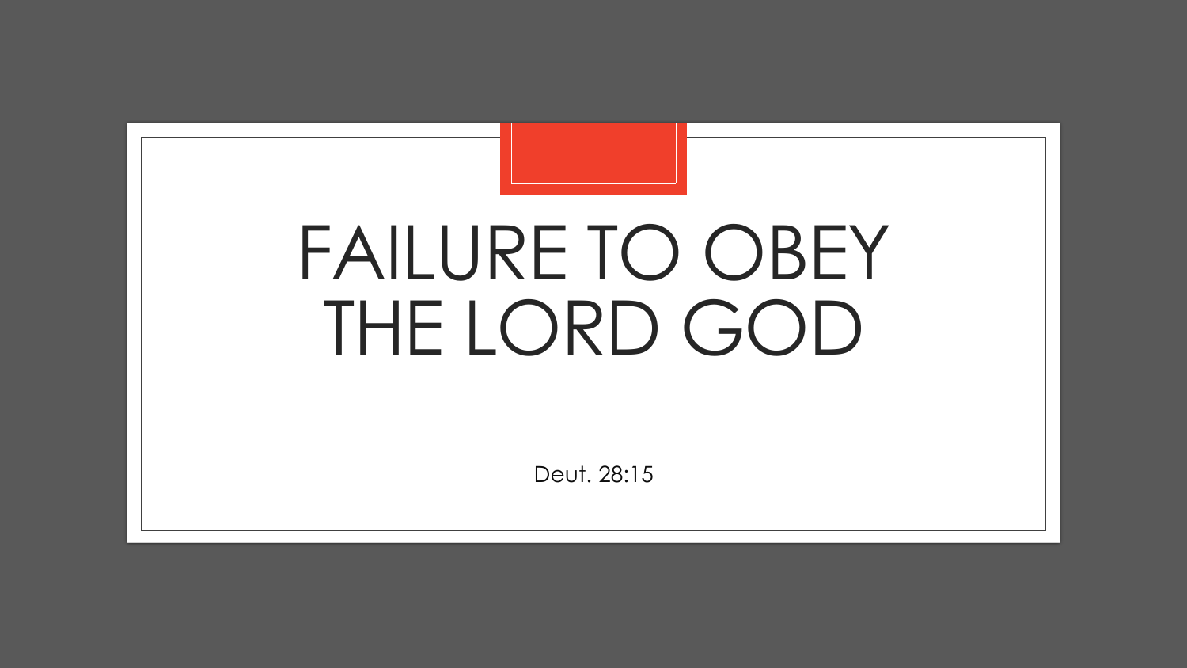# FAILURE TO OBEY THE LORD GOD

Deut. 28:15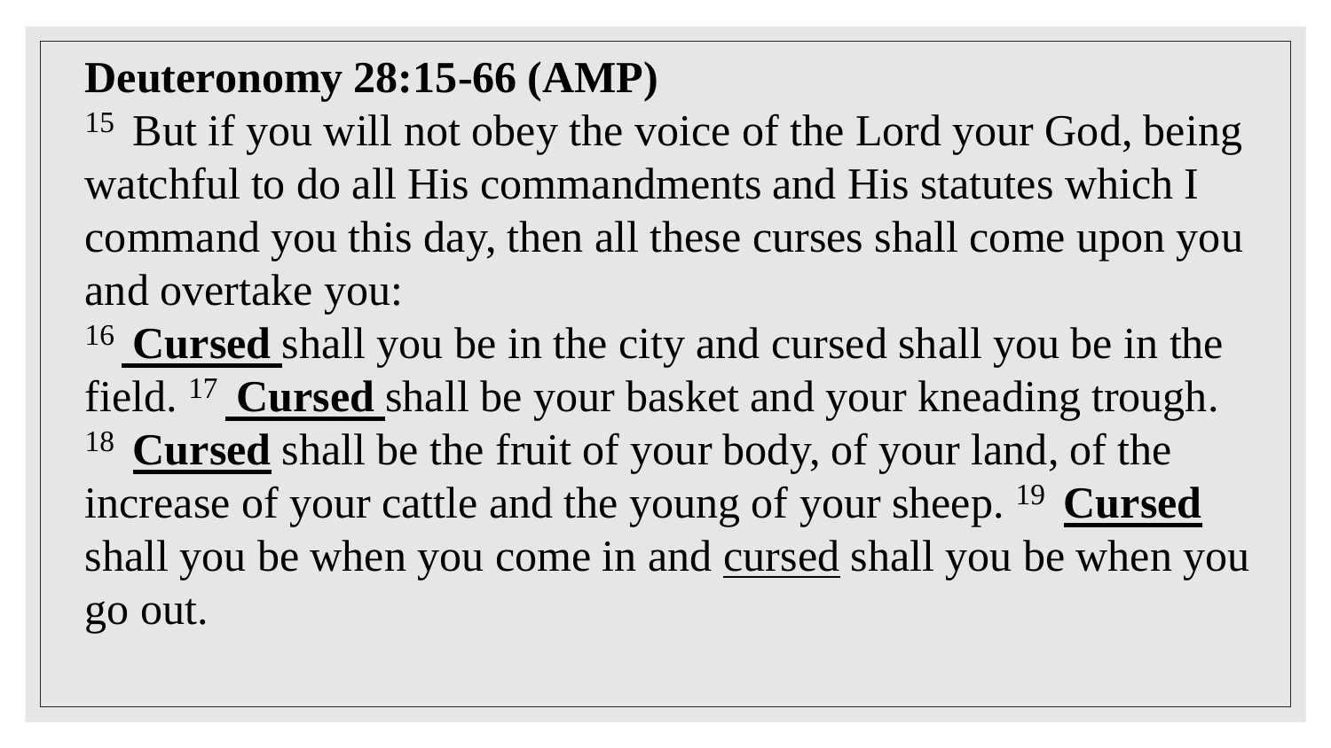**Deuteronomy 28:15-66 (AMP)**

[15] But if you will not obey the voice of the Lord your God, being watchful to do all His commandments and His statutes which I command you this day, then all these curses shall come upon you and overtake you:

[16] **Cursed** shall you be in the city and cursed shall you be in the field. [17] **Cursed** shall be your basket and your kneading trough. [18] **Cursed** shall be the fruit of your body, of your land, of the increase of your cattle and the young of your sheep. [19] **Cursed** shall you be when you come in and cursed shall you be when you go out.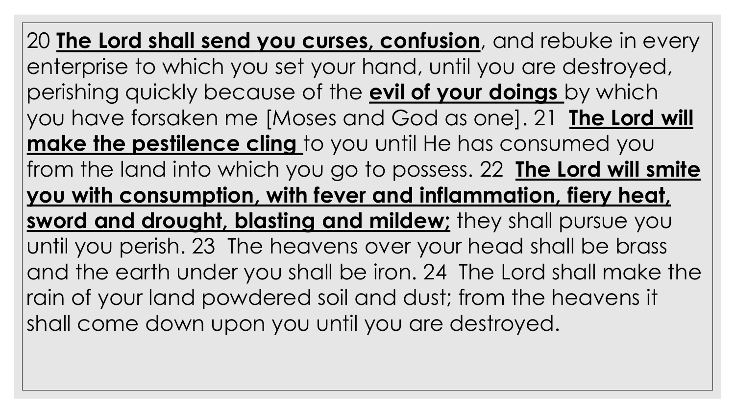20 **The Lord shall send you curses, confusion**, and rebuke in every enterprise to which you set your hand, until you are destroyed, perishing quickly because of the **evil of your doings** by which you have forsaken me [Moses and God as one]. 21 **The Lord will make the pestilence cling** to you until He has consumed you from the land into which you go to possess. 22 **The Lord will smite you with consumption, with fever and inflammation, fiery heat, sword and drought, blasting and mildew;** they shall pursue you until you perish. 23 The heavens over your head shall be brass and the earth under you shall be iron. 24 The Lord shall make the rain of your land powdered soil and dust; from the heavens it shall come down upon you until you are destroyed.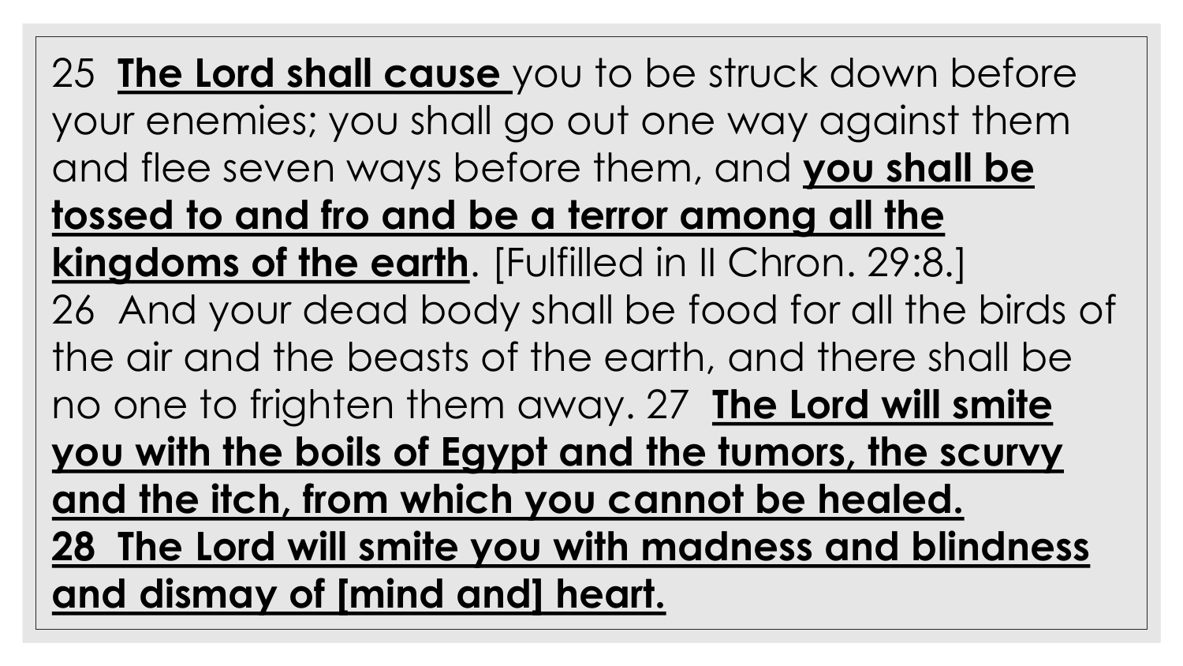25  **The Lord shall cause** you to be struck down before your enemies; you shall go out one way against them and flee seven ways before them, and **you shall be tossed to and fro and be a terror among all the kingdoms of the earth**. [Fulfilled in II Chron. 29:8.]
26  And your dead body shall be food for all the birds of the air and the beasts of the earth, and there shall be no one to frighten them away. 27  **The Lord will smite you with the boils of Egypt and the tumors, the scurvy and the itch, from which you cannot be healed.**
**28  The Lord will smite you with madness and blindness and dismay of [mind and] heart.**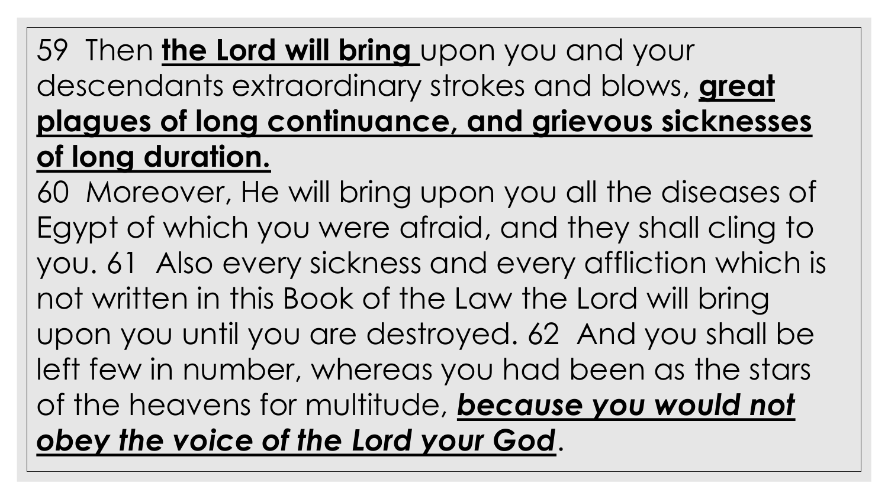59 Then **the Lord will bring** upon you and your descendants extraordinary strokes and blows, **great plagues of long continuance, and grievous sicknesses of long duration.**

60 Moreover, He will bring upon you all the diseases of Egypt of which you were afraid, and they shall cling to you. 61 Also every sickness and every affliction which is not written in this Book of the Law the Lord will bring upon you until you are destroyed. 62 And you shall be left few in number, whereas you had been as the stars of the heavens for multitude, ***because you would not obey the voice of the Lord your God***.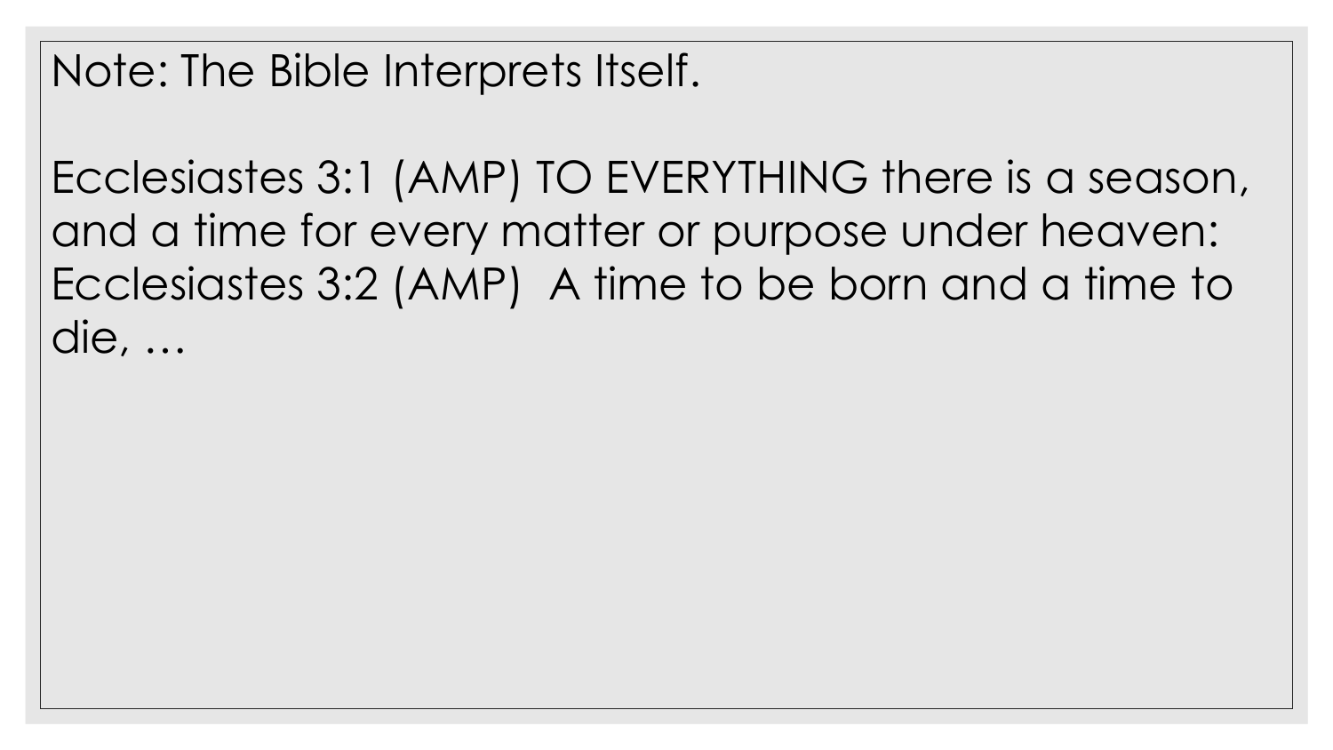Note: The Bible Interprets Itself.

Ecclesiastes 3:1 (AMP) TO EVERYTHING there is a season, and a time for every matter or purpose under heaven:
Ecclesiastes 3:2 (AMP) A time to be born and a time to die, …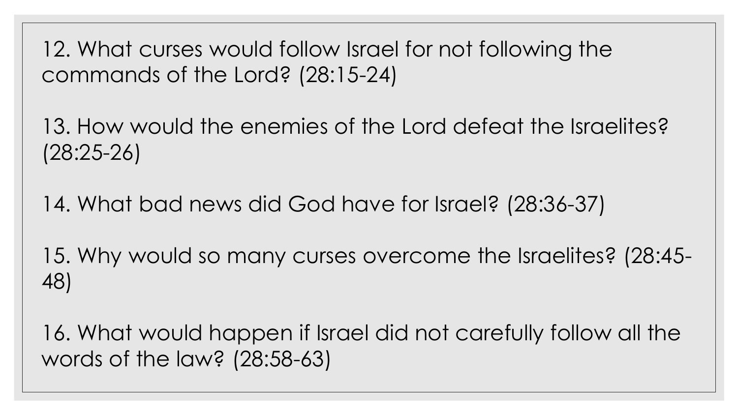12. What curses would follow Israel for not following the commands of the Lord? (28:15-24)

13. How would the enemies of the Lord defeat the Israelites? (28:25-26)

14. What bad news did God have for Israel? (28:36-37)

15. Why would so many curses overcome the Israelites? (28:45-48)

16. What would happen if Israel did not carefully follow all the words of the law? (28:58-63)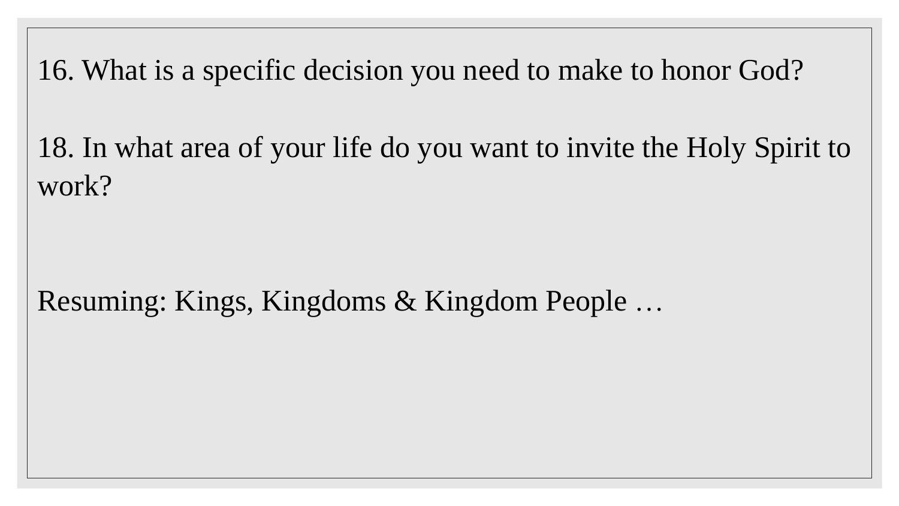16. What is a specific decision you need to make to honor God?

18. In what area of your life do you want to invite the Holy Spirit to work?

Resuming: Kings, Kingdoms & Kingdom People …